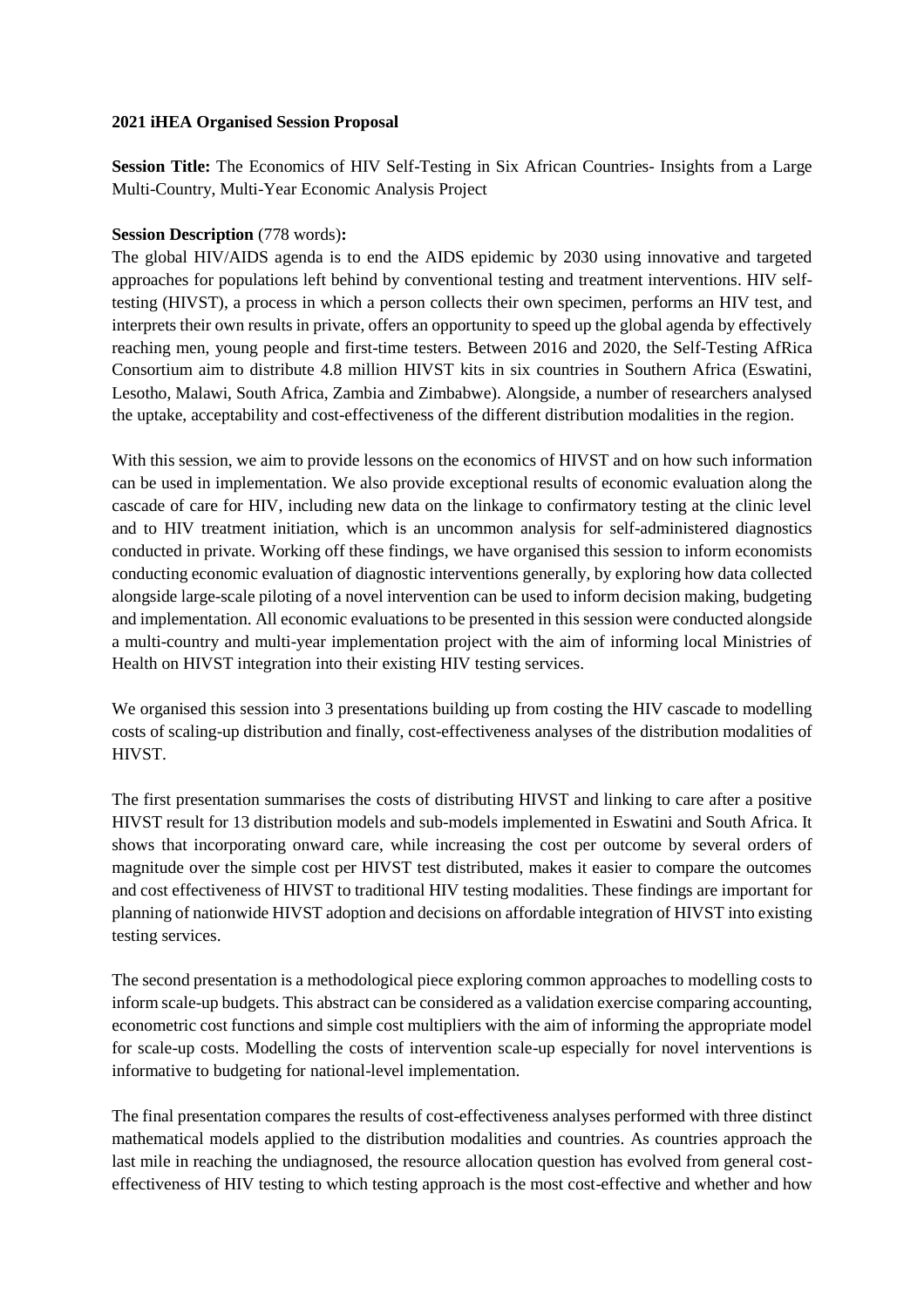**2021 iHEA Organised Session Proposal**

**Session Title:** The Economics of HIV Self-Testing in Six African Countries- Insights from a Large Multi-Country, Multi-Year Economic Analysis Project

**Session Description** (778 words)**:**

The global HIV/AIDS agenda is to end the AIDS epidemic by 2030 using innovative and targeted approaches for populations left behind by conventional testing and treatment interventions. HIV self-testing (HIVST), a process in which a person collects their own specimen, performs an HIV test, and interprets their own results in private, offers an opportunity to speed up the global agenda by effectively reaching men, young people and first-time testers. Between 2016 and 2020, the Self-Testing AfRica Consortium aim to distribute 4.8 million HIVST kits in six countries in Southern Africa (Eswatini, Lesotho, Malawi, South Africa, Zambia and Zimbabwe). Alongside, a number of researchers analysed the uptake, acceptability and cost-effectiveness of the different distribution modalities in the region.

With this session, we aim to provide lessons on the economics of HIVST and on how such information can be used in implementation. We also provide exceptional results of economic evaluation along the cascade of care for HIV, including new data on the linkage to confirmatory testing at the clinic level and to HIV treatment initiation, which is an uncommon analysis for self-administered diagnostics conducted in private. Working off these findings, we have organised this session to inform economists conducting economic evaluation of diagnostic interventions generally, by exploring how data collected alongside large-scale piloting of a novel intervention can be used to inform decision making, budgeting and implementation. All economic evaluations to be presented in this session were conducted alongside a multi-country and multi-year implementation project with the aim of informing local Ministries of Health on HIVST integration into their existing HIV testing services.

We organised this session into 3 presentations building up from costing the HIV cascade to modelling costs of scaling-up distribution and finally, cost-effectiveness analyses of the distribution modalities of HIVST.

The first presentation summarises the costs of distributing HIVST and linking to care after a positive HIVST result for 13 distribution models and sub-models implemented in Eswatini and South Africa. It shows that incorporating onward care, while increasing the cost per outcome by several orders of magnitude over the simple cost per HIVST test distributed, makes it easier to compare the outcomes and cost effectiveness of HIVST to traditional HIV testing modalities. These findings are important for planning of nationwide HIVST adoption and decisions on affordable integration of HIVST into existing testing services.

The second presentation is a methodological piece exploring common approaches to modelling costs to inform scale-up budgets. This abstract can be considered as a validation exercise comparing accounting, econometric cost functions and simple cost multipliers with the aim of informing the appropriate model for scale-up costs. Modelling the costs of intervention scale-up especially for novel interventions is informative to budgeting for national-level implementation.

The final presentation compares the results of cost-effectiveness analyses performed with three distinct mathematical models applied to the distribution modalities and countries. As countries approach the last mile in reaching the undiagnosed, the resource allocation question has evolved from general cost-effectiveness of HIV testing to which testing approach is the most cost-effective and whether and how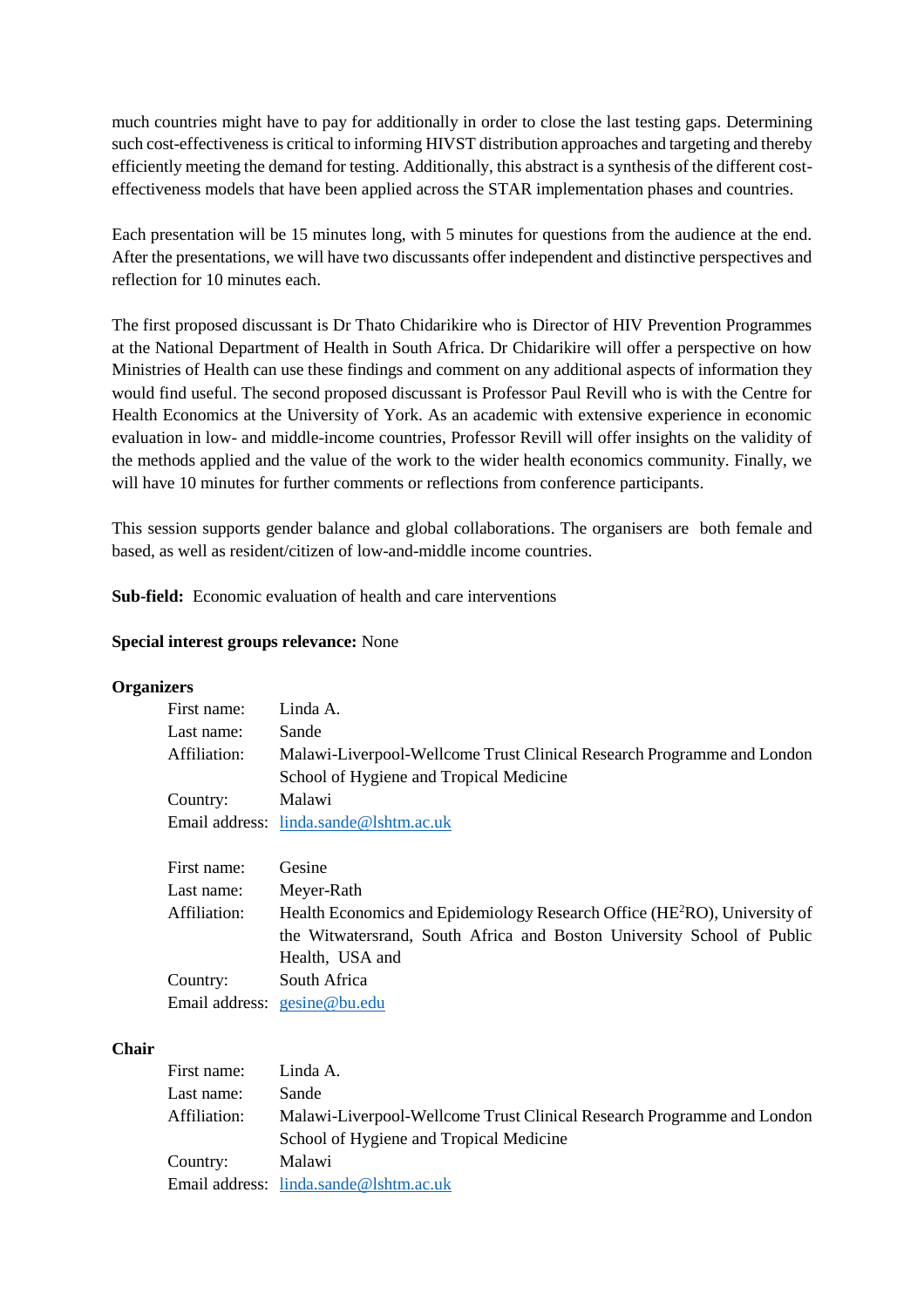much countries might have to pay for additionally in order to close the last testing gaps. Determining such cost-effectiveness is critical to informing HIVST distribution approaches and targeting and thereby efficiently meeting the demand for testing. Additionally, this abstract is a synthesis of the different cost-effectiveness models that have been applied across the STAR implementation phases and countries.

Each presentation will be 15 minutes long, with 5 minutes for questions from the audience at the end. After the presentations, we will have two discussants offer independent and distinctive perspectives and reflection for 10 minutes each.

The first proposed discussant is Dr Thato Chidarikire who is Director of HIV Prevention Programmes at the National Department of Health in South Africa. Dr Chidarikire will offer a perspective on how Ministries of Health can use these findings and comment on any additional aspects of information they would find useful. The second proposed discussant is Professor Paul Revill who is with the Centre for Health Economics at the University of York. As an academic with extensive experience in economic evaluation in low- and middle-income countries, Professor Revill will offer insights on the validity of the methods applied and the value of the work to the wider health economics community. Finally, we will have 10 minutes for further comments or reflections from conference participants.

This session supports gender balance and global collaborations. The organisers are both female and based, as well as resident/citizen of low-and-middle income countries.

**Sub-field:** Economic evaluation of health and care interventions

**Special interest groups relevance:** None

**Organizers**

First name: Linda A.
Last name: Sande
Affiliation: Malawi-Liverpool-Wellcome Trust Clinical Research Programme and London School of Hygiene and Tropical Medicine
Country: Malawi
Email address: linda.sande@lshtm.ac.uk

First name: Gesine
Last name: Meyer-Rath
Affiliation: Health Economics and Epidemiology Research Office (HE$^2$RO), University of the Witwatersrand, South Africa and Boston University School of Public Health, USA and
Country: South Africa
Email address: gesine@bu.edu

**Chair**

First name: Linda A.
Last name: Sande
Affiliation: Malawi-Liverpool-Wellcome Trust Clinical Research Programme and London School of Hygiene and Tropical Medicine
Country: Malawi
Email address: linda.sande@lshtm.ac.uk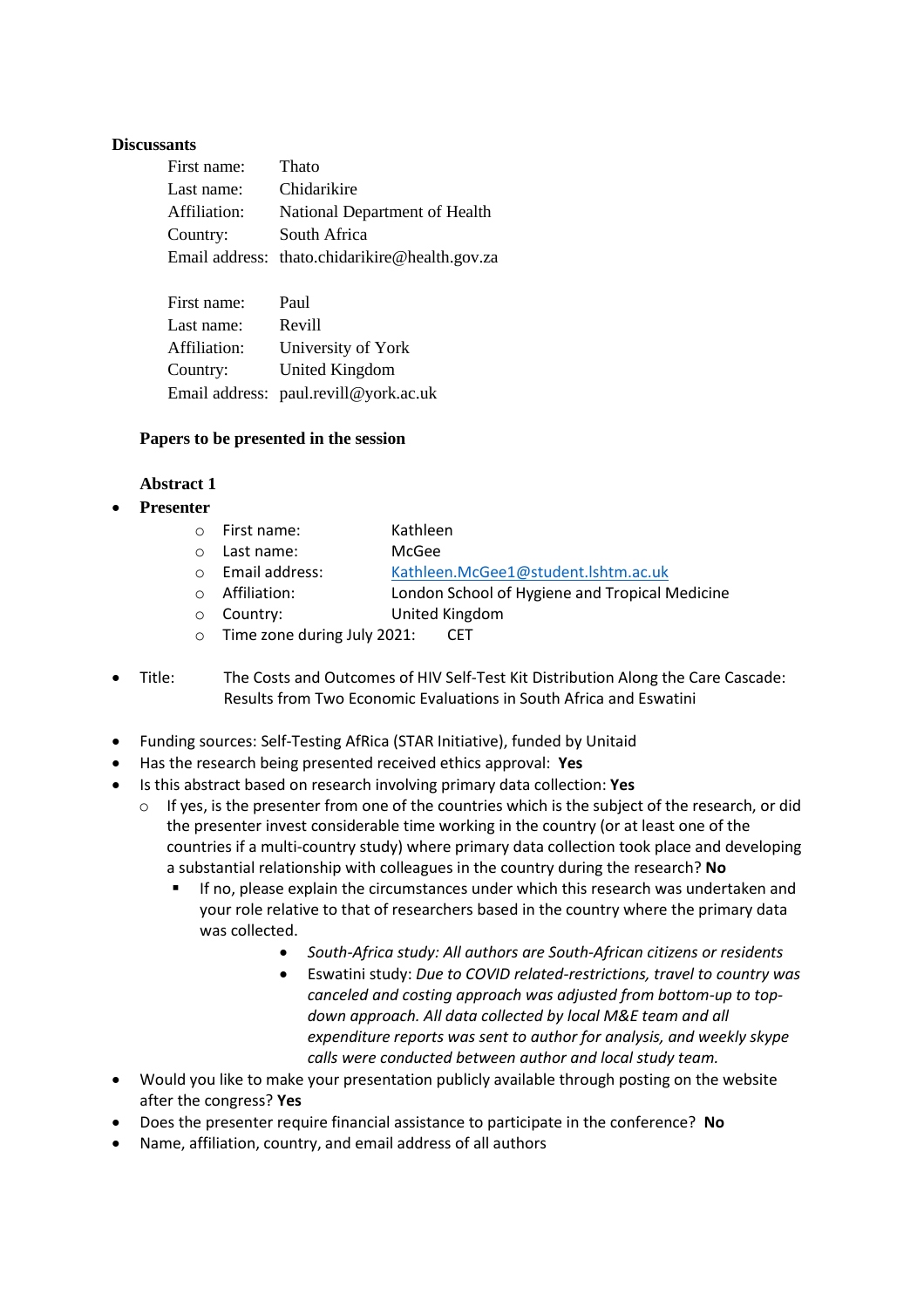**Discussants**

First name: Thato
Last name: Chidarikire
Affiliation: National Department of Health
Country: South Africa
Email address: thato.chidarikire@health.gov.za

First name: Paul
Last name: Revill
Affiliation: University of York
Country: United Kingdom
Email address: paul.revill@york.ac.uk

**Papers to be presented in the session**

**Abstract 1**

- **Presenter**
    - First name: Kathleen
    - Last name: McGee
    - Email address: [Kathleen.McGee1@student.lshtm.ac.uk](mailto:Kathleen.McGee1@student.lshtm.ac.uk)
    - Affiliation: London School of Hygiene and Tropical Medicine
    - Country: United Kingdom
    - Time zone during July 2021: CET

- Title: The Costs and Outcomes of HIV Self-Test Kit Distribution Along the Care Cascade: Results from Two Economic Evaluations in South Africa and Eswatini

- Funding sources: Self-Testing AfRica (STAR Initiative), funded by Unitaid
- Has the research being presented received ethics approval: **Yes**
- Is this abstract based on research involving primary data collection: **Yes**
    - If yes, is the presenter from one of the countries which is the subject of the research, or did the presenter invest considerable time working in the country (or at least one of the countries if a multi-country study) where primary data collection took place and developing a substantial relationship with colleagues in the country during the research? **No**
        - If no, please explain the circumstances under which this research was undertaken and your role relative to that of researchers based in the country where the primary data was collected.
            - *South-Africa study: All authors are South-African citizens or residents*
            - Eswatini study: *Due to COVID related-restrictions, travel to country was canceled and costing approach was adjusted from bottom-up to top-down approach. All data collected by local M&E team and all expenditure reports was sent to author for analysis, and weekly skype calls were conducted between author and local study team.*
- Would you like to make your presentation publicly available through posting on the website after the congress? **Yes**
- Does the presenter require financial assistance to participate in the conference? **No**
- Name, affiliation, country, and email address of all authors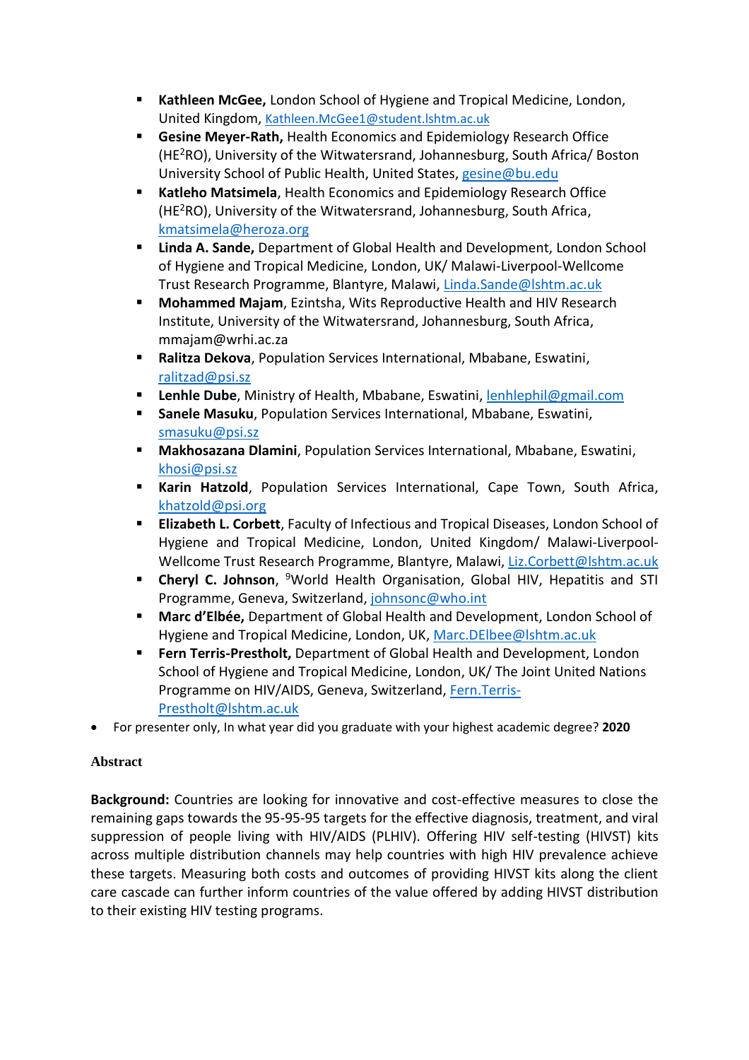- **Kathleen McGee,** London School of Hygiene and Tropical Medicine, London, United Kingdom, Kathleen.McGee1@student.lshtm.ac.uk
- **Gesine Meyer-Rath,** Health Economics and Epidemiology Research Office ($HE^2RO$), University of the Witwatersrand, Johannesburg, South Africa/ Boston University School of Public Health, United States, gesine@bu.edu
- **Katleho Matsimela**, Health Economics and Epidemiology Research Office ($HE^2RO$), University of the Witwatersrand, Johannesburg, South Africa, kmatsimela@heroza.org
- **Linda A. Sande,** Department of Global Health and Development, London School of Hygiene and Tropical Medicine, London, UK/ Malawi-Liverpool-Wellcome Trust Research Programme, Blantyre, Malawi, Linda.Sande@lshtm.ac.uk
- **Mohammed Majam**, Ezintsha, Wits Reproductive Health and HIV Research Institute, University of the Witwatersrand, Johannesburg, South Africa, mmajam@wrhi.ac.za
- **Ralitza Dekova**, Population Services International, Mbabane, Eswatini, ralitzad@psi.sz
- **Lenhle Dube**, Ministry of Health, Mbabane, Eswatini, lenhlephil@gmail.com
- **Sanele Masuku**, Population Services International, Mbabane, Eswatini, smasuku@psi.sz
- **Makhosazana Dlamini**, Population Services International, Mbabane, Eswatini, khosi@psi.sz
- **Karin Hatzold**, Population Services International, Cape Town, South Africa, khatzold@psi.org
- **Elizabeth L. Corbett**, Faculty of Infectious and Tropical Diseases, London School of Hygiene and Tropical Medicine, London, United Kingdom/ Malawi-Liverpool-Wellcome Trust Research Programme, Blantyre, Malawi, Liz.Corbett@lshtm.ac.uk
- **Cheryl C. Johnson**, [9]World Health Organisation, Global HIV, Hepatitis and STI Programme, Geneva, Switzerland, johnsonc@who.int
- **Marc d'Elbée,** Department of Global Health and Development, London School of Hygiene and Tropical Medicine, London, UK, Marc.DElbee@lshtm.ac.uk
- **Fern Terris-Prestholt,** Department of Global Health and Development, London School of Hygiene and Tropical Medicine, London, UK/ The Joint United Nations Programme on HIV/AIDS, Geneva, Switzerland, Fern.Terris-Prestholt@lshtm.ac.uk

- For presenter only, In what year did you graduate with your highest academic degree? **2020**

**Abstract**

**Background:** Countries are looking for innovative and cost-effective measures to close the remaining gaps towards the 95-95-95 targets for the effective diagnosis, treatment, and viral suppression of people living with HIV/AIDS (PLHIV). Offering HIV self-testing (HIVST) kits across multiple distribution channels may help countries with high HIV prevalence achieve these targets. Measuring both costs and outcomes of providing HIVST kits along the client care cascade can further inform countries of the value offered by adding HIVST distribution to their existing HIV testing programs.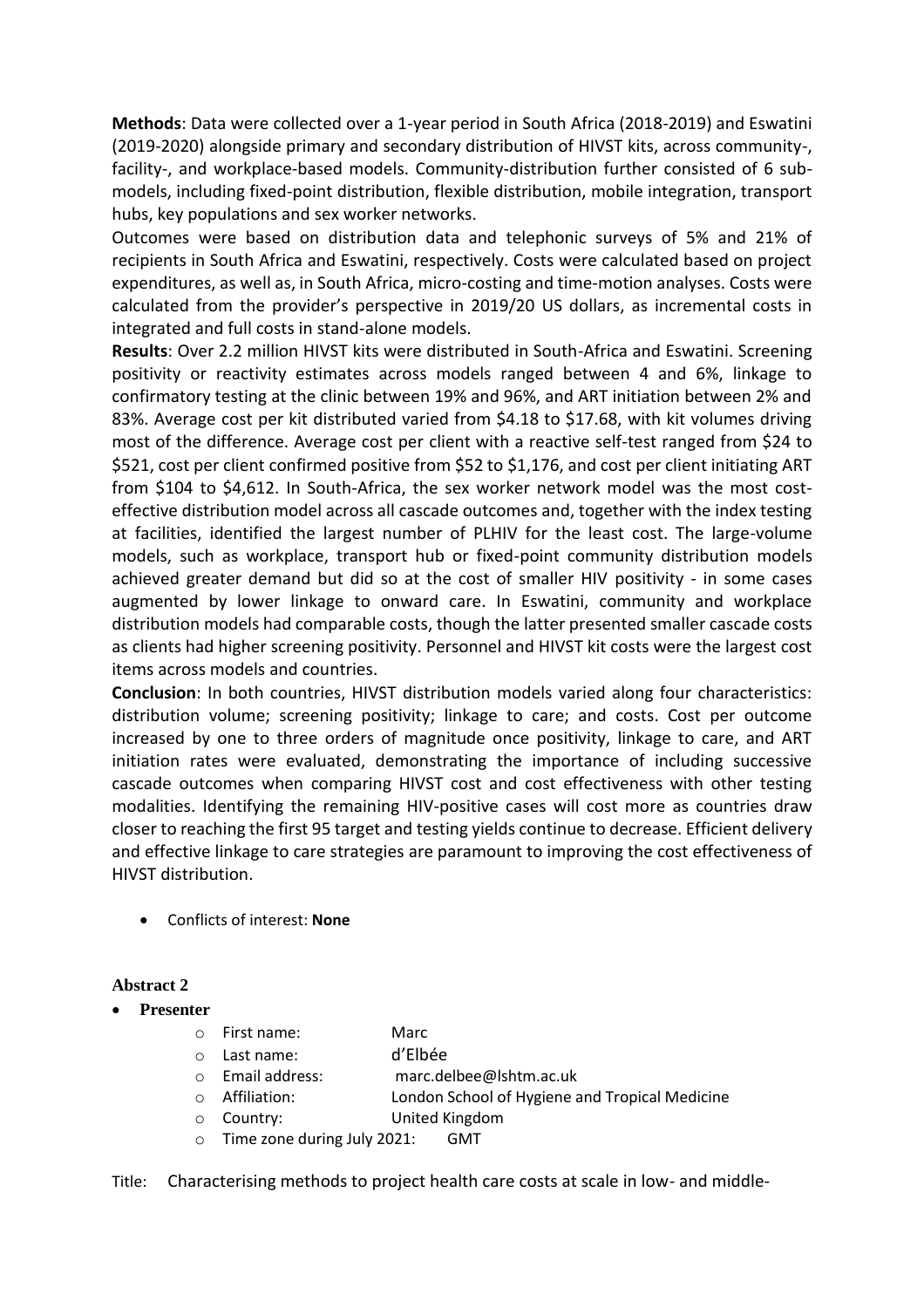**Methods**: Data were collected over a 1-year period in South Africa (2018-2019) and Eswatini (2019-2020) alongside primary and secondary distribution of HIVST kits, across community-, facility-, and workplace-based models. Community-distribution further consisted of 6 sub-models, including fixed-point distribution, flexible distribution, mobile integration, transport hubs, key populations and sex worker networks.

Outcomes were based on distribution data and telephonic surveys of 5% and 21% of recipients in South Africa and Eswatini, respectively. Costs were calculated based on project expenditures, as well as, in South Africa, micro-costing and time-motion analyses. Costs were calculated from the provider's perspective in 2019/20 US dollars, as incremental costs in integrated and full costs in stand-alone models.

**Results**: Over 2.2 million HIVST kits were distributed in South-Africa and Eswatini. Screening positivity or reactivity estimates across models ranged between 4 and 6%, linkage to confirmatory testing at the clinic between 19% and 96%, and ART initiation between 2% and 83%. Average cost per kit distributed varied from $4.18 to $17.68, with kit volumes driving most of the difference. Average cost per client with a reactive self-test ranged from $24 to $521, cost per client confirmed positive from $52 to $1,176, and cost per client initiating ART from $104 to $4,612. In South-Africa, the sex worker network model was the most cost-effective distribution model across all cascade outcomes and, together with the index testing at facilities, identified the largest number of PLHIV for the least cost. The large-volume models, such as workplace, transport hub or fixed-point community distribution models achieved greater demand but did so at the cost of smaller HIV positivity - in some cases augmented by lower linkage to onward care. In Eswatini, community and workplace distribution models had comparable costs, though the latter presented smaller cascade costs as clients had higher screening positivity. Personnel and HIVST kit costs were the largest cost items across models and countries.

**Conclusion**: In both countries, HIVST distribution models varied along four characteristics: distribution volume; screening positivity; linkage to care; and costs. Cost per outcome increased by one to three orders of magnitude once positivity, linkage to care, and ART initiation rates were evaluated, demonstrating the importance of including successive cascade outcomes when comparing HIVST cost and cost effectiveness with other testing modalities. Identifying the remaining HIV-positive cases will cost more as countries draw closer to reaching the first 95 target and testing yields continue to decrease. Efficient delivery and effective linkage to care strategies are paramount to improving the cost effectiveness of HIVST distribution.

- Conflicts of interest: **None**

**Abstract 2**

- **Presenter**
  - First name: Marc
  - Last name: d'Elbée
  - Email address: marc.delbee@lshtm.ac.uk
  - Affiliation: London School of Hygiene and Tropical Medicine
  - Country: United Kingdom
  - Time zone during July 2021: GMT

Title: Characterising methods to project health care costs at scale in low- and middle-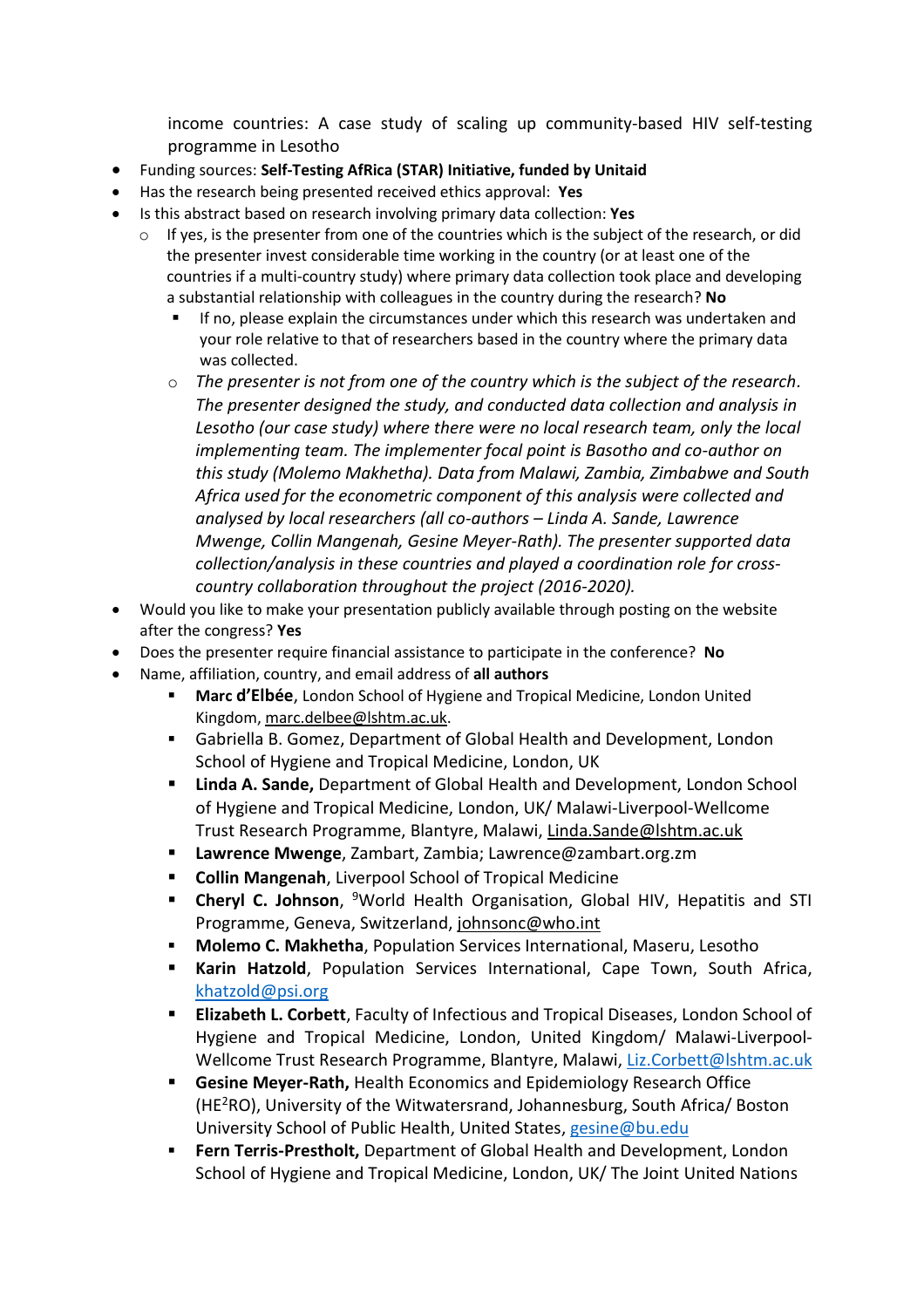income countries: A case study of scaling up community-based HIV self-testing programme in Lesotho

- Funding sources: **Self-Testing AfRica (STAR) Initiative, funded by Unitaid**
- Has the research being presented received ethics approval: **Yes**
- Is this abstract based on research involving primary data collection: **Yes**
    - If yes, is the presenter from one of the countries which is the subject of the research, or did the presenter invest considerable time working in the country (or at least one of the countries if a multi-country study) where primary data collection took place and developing a substantial relationship with colleagues in the country during the research? **No**
        - If no, please explain the circumstances under which this research was undertaken and your role relative to that of researchers based in the country where the primary data was collected.
    - *The presenter is not from one of the country which is the subject of the research. The presenter designed the study, and conducted data collection and analysis in Lesotho (our case study) where there were no local research team, only the local implementing team. The implementer focal point is Basotho and co-author on this study (Molemo Makhetha). Data from Malawi, Zambia, Zimbabwe and South Africa used for the econometric component of this analysis were collected and analysed by local researchers (all co-authors – Linda A. Sande, Lawrence Mwenge, Collin Mangenah, Gesine Meyer-Rath). The presenter supported data collection/analysis in these countries and played a coordination role for cross-country collaboration throughout the project (2016-2020).*
- Would you like to make your presentation publicly available through posting on the website after the congress? **Yes**
- Does the presenter require financial assistance to participate in the conference? **No**
- Name, affiliation, country, and email address of **all authors**
    - **Marc d'Elbée**, London School of Hygiene and Tropical Medicine, London United Kingdom, marc.delbee@lshtm.ac.uk.
    - Gabriella B. Gomez, Department of Global Health and Development, London School of Hygiene and Tropical Medicine, London, UK
    - **Linda A. Sande,** Department of Global Health and Development, London School of Hygiene and Tropical Medicine, London, UK/ Malawi-Liverpool-Wellcome Trust Research Programme, Blantyre, Malawi, Linda.Sande@lshtm.ac.uk
    - **Lawrence Mwenge**, Zambart, Zambia; Lawrence@zambart.org.zm
    - **Collin Mangenah**, Liverpool School of Tropical Medicine
    - **Cheryl C. Johnson**, [9]World Health Organisation, Global HIV, Hepatitis and STI Programme, Geneva, Switzerland, johnsonc@who.int
    - **Molemo C. Makhetha**, Population Services International, Maseru, Lesotho
    - **Karin Hatzold**, Population Services International, Cape Town, South Africa, khatzold@psi.org
    - **Elizabett L. Corbett**, Faculty of Infectious and Tropical Diseases, London School of Hygiene and Tropical Medicine, London, United Kingdom/ Malawi-Liverpool-Wellcome Trust Research Programme, Blantyre, Malawi, Liz.Corbett@lshtm.ac.uk
    - **Gesine Meyer-Rath,** Health Economics and Epidemiology Research Office (HE[2]RO), University of the Witwatersrand, Johannesburg, South Africa/ Boston University School of Public Health, United States, gesine@bu.edu
    - **Fern Terris-Prestholt,** Department of Global Health and Development, London School of Hygiene and Tropical Medicine, London, UK/ The Joint United Nations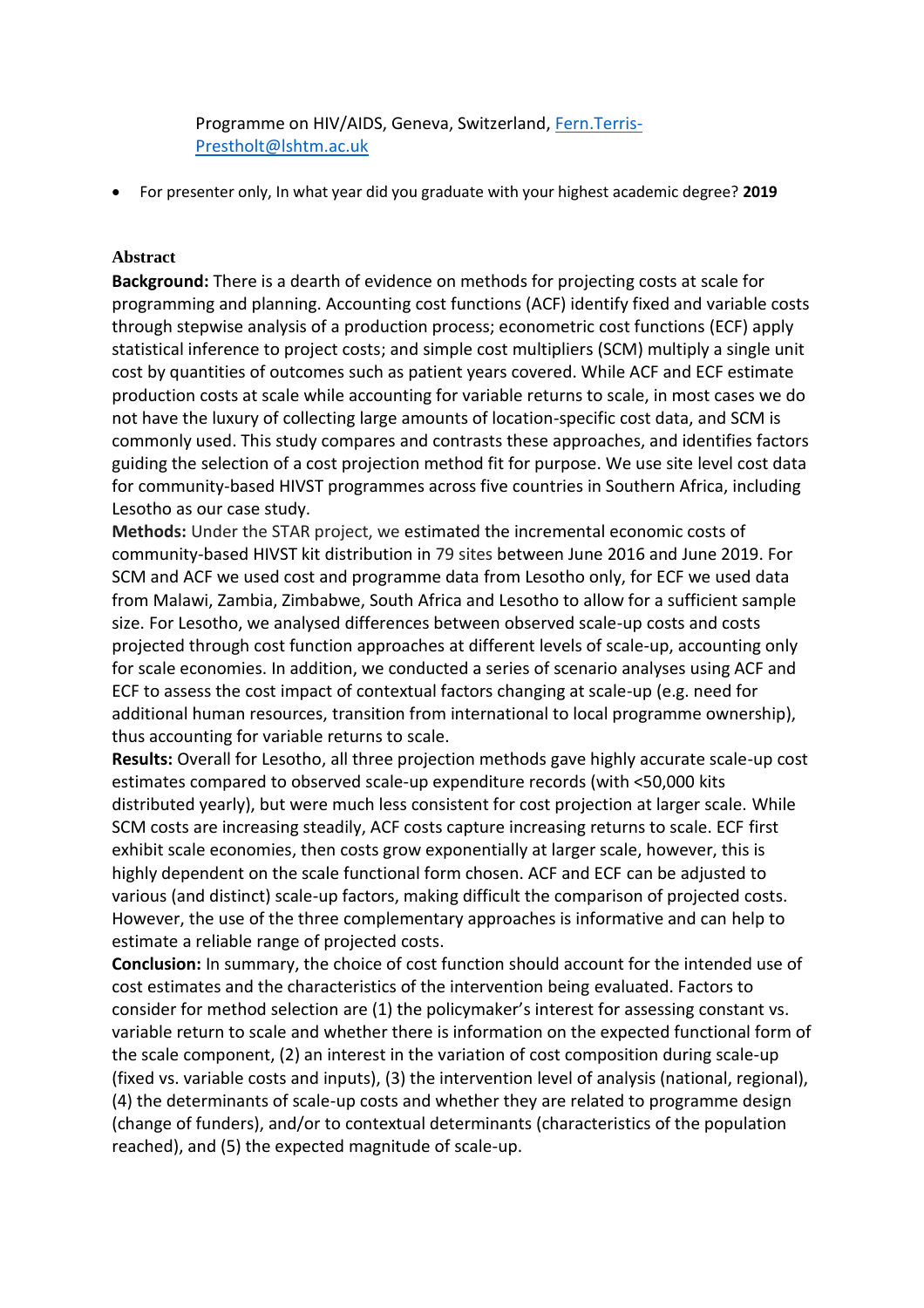Programme on HIV/AIDS, Geneva, Switzerland, [Fern.Terris-Prestholt@lshtm.ac.uk](mailto:Fern.Terris-Prestholt@lshtm.ac.uk)

- For presenter only, In what year did you graduate with your highest academic degree? **2019**

**Abstract**

**Background:** There is a dearth of evidence on methods for projecting costs at scale for programming and planning. Accounting cost functions (ACF) identify fixed and variable costs through stepwise analysis of a production process; econometric cost functions (ECF) apply statistical inference to project costs; and simple cost multipliers (SCM) multiply a single unit cost by quantities of outcomes such as patient years covered. While ACF and ECF estimate production costs at scale while accounting for variable returns to scale, in most cases we do not have the luxury of collecting large amounts of location-specific cost data, and SCM is commonly used. This study compares and contrasts these approaches, and identifies factors guiding the selection of a cost projection method fit for purpose. We use site level cost data for community-based HIVST programmes across five countries in Southern Africa, including Lesotho as our case study.

**Methods:** Under the STAR project, we estimated the incremental economic costs of community-based HIVST kit distribution in 79 sites between June 2016 and June 2019. For SCM and ACF we used cost and programme data from Lesotho only, for ECF we used data from Malawi, Zambia, Zimbabwe, South Africa and Lesotho to allow for a sufficient sample size. For Lesotho, we analysed differences between observed scale-up costs and costs projected through cost function approaches at different levels of scale-up, accounting only for scale economies. In addition, we conducted a series of scenario analyses using ACF and ECF to assess the cost impact of contextual factors changing at scale-up (e.g. need for additional human resources, transition from international to local programme ownership), thus accounting for variable returns to scale.

**Results:** Overall for Lesotho, all three projection methods gave highly accurate scale-up cost estimates compared to observed scale-up expenditure records (with <50,000 kits distributed yearly), but were much less consistent for cost projection at larger scale. While SCM costs are increasing steadily, ACF costs capture increasing returns to scale. ECF first exhibit scale economies, then costs grow exponentially at larger scale, however, this is highly dependent on the scale functional form chosen. ACF and ECF can be adjusted to various (and distinct) scale-up factors, making difficult the comparison of projected costs. However, the use of the three complementary approaches is informative and can help to estimate a reliable range of projected costs.

**Conclusion:** In summary, the choice of cost function should account for the intended use of cost estimates and the characteristics of the intervention being evaluated. Factors to consider for method selection are (1) the policymaker's interest for assessing constant vs. variable return to scale and whether there is information on the expected functional form of the scale component, (2) an interest in the variation of cost composition during scale-up (fixed vs. variable costs and inputs), (3) the intervention level of analysis (national, regional), (4) the determinants of scale-up costs and whether they are related to programme design (change of funders), and/or to contextual determinants (characteristics of the population reached), and (5) the expected magnitude of scale-up.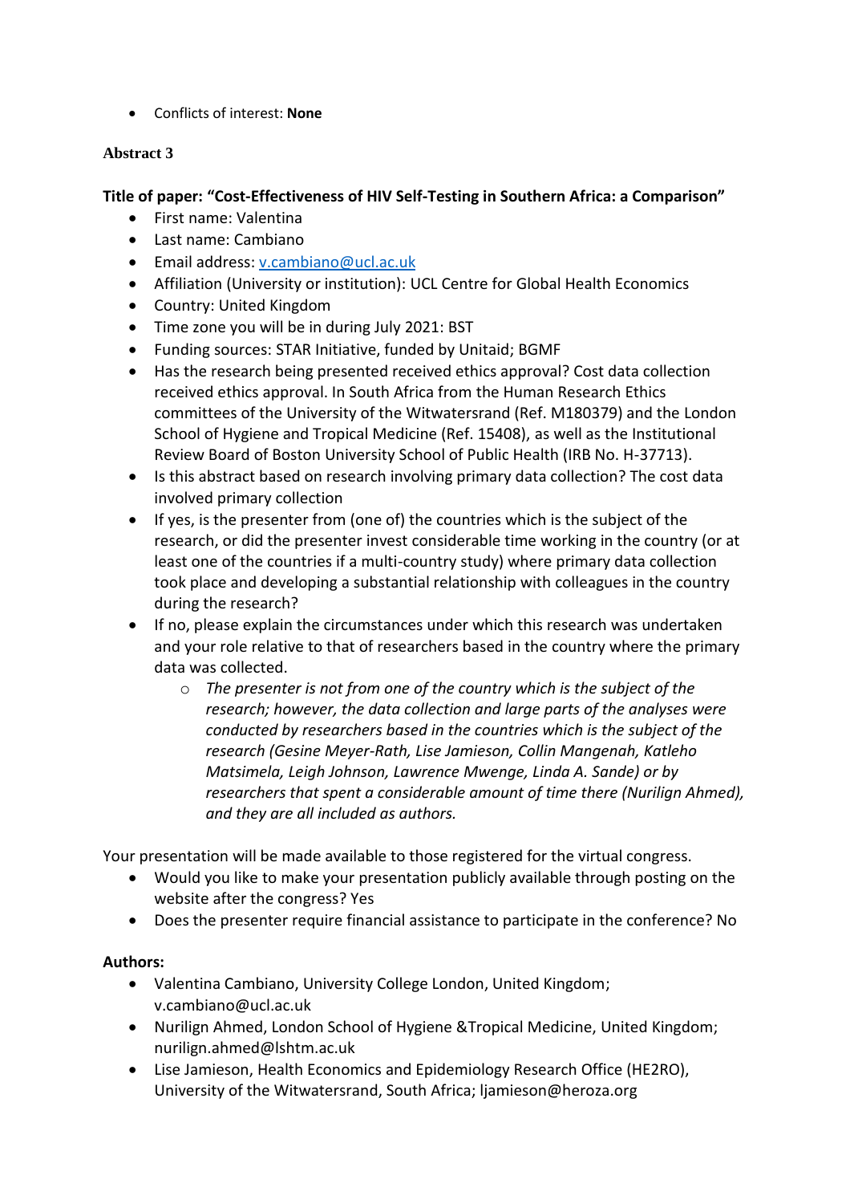- Conflicts of interest: **None**

**Abstract 3**

**Title of paper: "Cost-Effectiveness of HIV Self-Testing in Southern Africa: a Comparison"**

- First name: Valentina
- Last name: Cambiano
- Email address: v.cambiano@ucl.ac.uk
- Affiliation (University or institution): UCL Centre for Global Health Economics
- Country: United Kingdom
- Time zone you will be in during July 2021: BST
- Funding sources: STAR Initiative, funded by Unitaid; BGMF
- Has the research being presented received ethics approval? Cost data collection received ethics approval. In South Africa from the Human Research Ethics committees of the University of the Witwatersrand (Ref. M180379) and the London School of Hygiene and Tropical Medicine (Ref. 15408), as well as the Institutional Review Board of Boston University School of Public Health (IRB No. H-37713).
- Is this abstract based on research involving primary data collection? The cost data involved primary collection
- If yes, is the presenter from (one of) the countries which is the subject of the research, or did the presenter invest considerable time working in the country (or at least one of the countries if a multi-country study) where primary data collection took place and developing a substantial relationship with colleagues in the country during the research?
- If no, please explain the circumstances under which this research was undertaken and your role relative to that of researchers based in the country where the primary data was collected.
  - *The presenter is not from one of the country which is the subject of the research; however, the data collection and large parts of the analyses were conducted by researchers based in the countries which is the subject of the research (Gesine Meyer-Rath, Lise Jamieson, Collin Mangenah, Katleho Matsimela, Leigh Johnson, Lawrence Mwenge, Linda A. Sande) or by researchers that spent a considerable amount of time there (Nurilign Ahmed), and they are all included as authors.*

Your presentation will be made available to those registered for the virtual congress.

- Would you like to make your presentation publicly available through posting on the website after the congress? Yes
- Does the presenter require financial assistance to participate in the conference? No

**Authors:**

- Valentina Cambiano, University College London, United Kingdom; v.cambiano@ucl.ac.uk
- Nurilign Ahmed, London School of Hygiene &Tropical Medicine, United Kingdom; nurilign.ahmed@lshtm.ac.uk
- Lise Jamieson, Health Economics and Epidemiology Research Office (HE2RO), University of the Witwatersrand, South Africa; ljamieson@heroza.org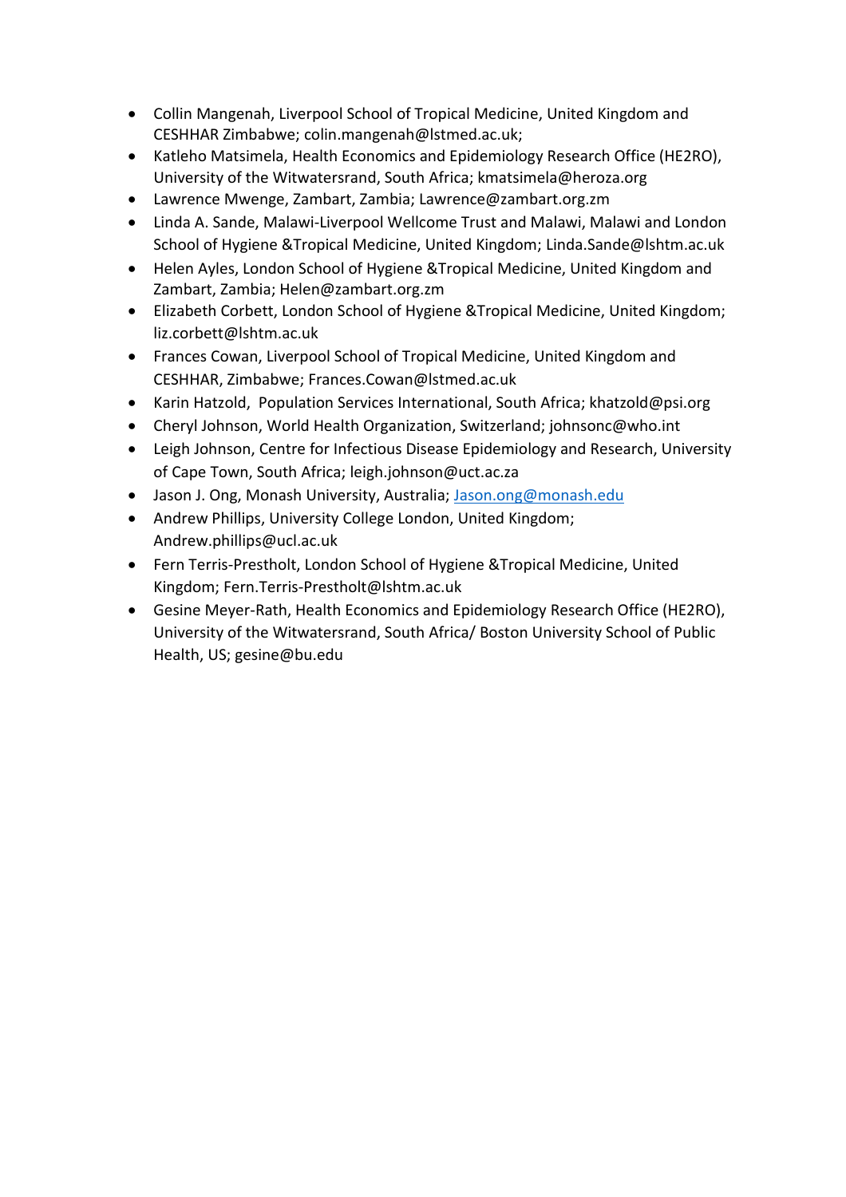- Collin Mangenah, Liverpool School of Tropical Medicine, United Kingdom and CESHHAR Zimbabwe; colin.mangenah@lstmed.ac.uk;
- Katleho Matsimela, Health Economics and Epidemiology Research Office (HE2RO), University of the Witwatersrand, South Africa; kmatsimela@heroza.org
- Lawrence Mwenge, Zambart, Zambia; Lawrence@zambart.org.zm
- Linda A. Sande, Malawi-Liverpool Wellcome Trust and Malawi, Malawi and London School of Hygiene &Tropical Medicine, United Kingdom; Linda.Sande@lshtm.ac.uk
- Helen Ayles, London School of Hygiene &Tropical Medicine, United Kingdom and Zambart, Zambia; Helen@zambart.org.zm
- Elizabeth Corbett, London School of Hygiene &Tropical Medicine, United Kingdom; liz.corbett@lshtm.ac.uk
- Frances Cowan, Liverpool School of Tropical Medicine, United Kingdom and CESHHAR, Zimbabwe; Frances.Cowan@lstmed.ac.uk
- Karin Hatzold, Population Services International, South Africa; khatzold@psi.org
- Cheryl Johnson, World Health Organization, Switzerland; johnsonc@who.int
- Leigh Johnson, Centre for Infectious Disease Epidemiology and Research, University of Cape Town, South Africa; leigh.johnson@uct.ac.za
- Jason J. Ong, Monash University, Australia; Jason.ong@monash.edu
- Andrew Phillips, University College London, United Kingdom; Andrew.phillips@ucl.ac.uk
- Fern Terris-Prestholt, London School of Hygiene &Tropical Medicine, United Kingdom; Fern.Terris-Prestholt@lshtm.ac.uk
- Gesine Meyer-Rath, Health Economics and Epidemiology Research Office (HE2RO), University of the Witwatersrand, South Africa/ Boston University School of Public Health, US; gesine@bu.edu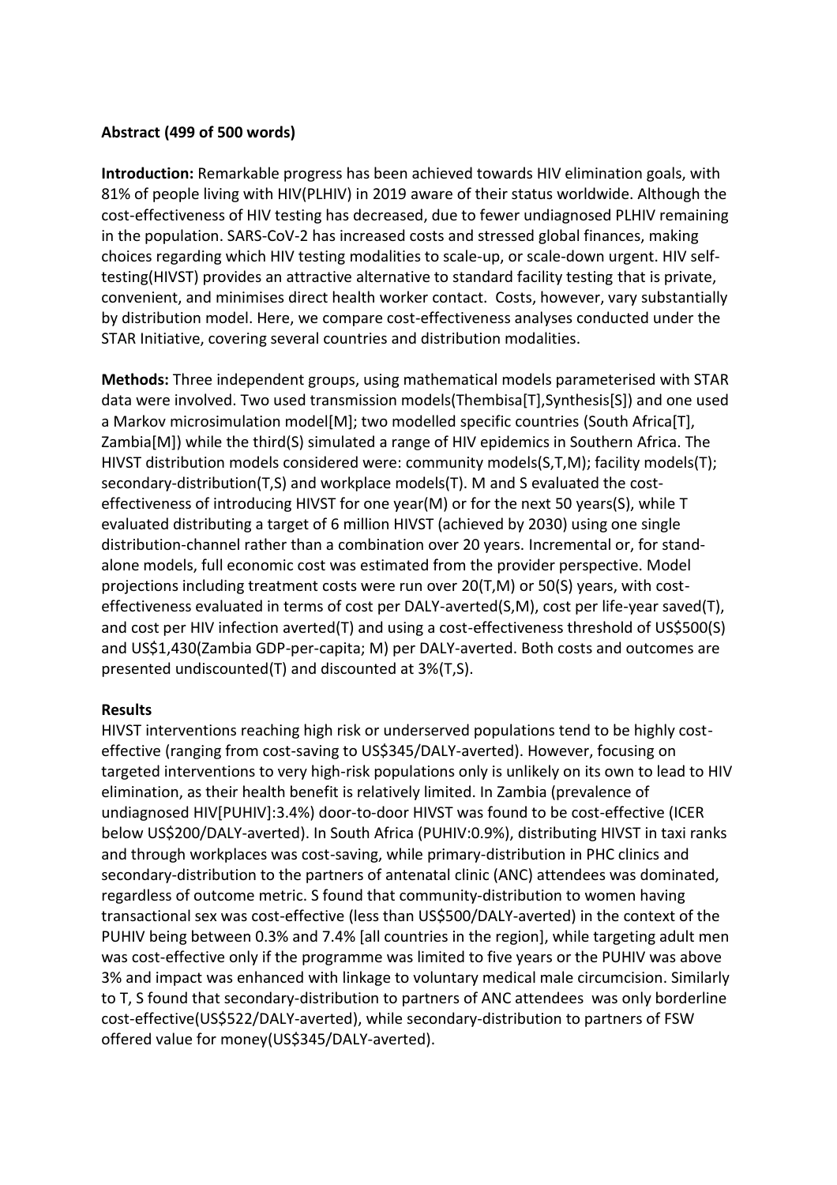**Abstract (499 of 500 words)**

**Introduction:** Remarkable progress has been achieved towards HIV elimination goals, with 81% of people living with HIV(PLHIV) in 2019 aware of their status worldwide. Although the cost-effectiveness of HIV testing has decreased, due to fewer undiagnosed PLHIV remaining in the population. SARS-CoV-2 has increased costs and stressed global finances, making choices regarding which HIV testing modalities to scale-up, or scale-down urgent. HIV self-testing(HIVST) provides an attractive alternative to standard facility testing that is private, convenient, and minimises direct health worker contact. Costs, however, vary substantially by distribution model. Here, we compare cost-effectiveness analyses conducted under the STAR Initiative, covering several countries and distribution modalities.

**Methods:** Three independent groups, using mathematical models parameterised with STAR data were involved. Two used transmission models(Thembisa[T],Synthesis[S]) and one used a Markov microsimulation model[M]; two modelled specific countries (South Africa[T], Zambia[M]) while the third(S) simulated a range of HIV epidemics in Southern Africa. The HIVST distribution models considered were: community models(S,T,M); facility models(T); secondary-distribution(T,S) and workplace models(T). M and S evaluated the cost-effectiveness of introducing HIVST for one year(M) or for the next 50 years(S), while T evaluated distributing a target of 6 million HIVST (achieved by 2030) using one single distribution-channel rather than a combination over 20 years. Incremental or, for stand-alone models, full economic cost was estimated from the provider perspective. Model projections including treatment costs were run over 20(T,M) or 50(S) years, with cost-effectiveness evaluated in terms of cost per DALY-averted(S,M), cost per life-year saved(T), and cost per HIV infection averted(T) and using a cost-effectiveness threshold of US$500(S) and US$1,430(Zambia GDP-per-capita; M) per DALY-averted. Both costs and outcomes are presented undiscounted(T) and discounted at 3%(T,S).

**Results**

HIVST interventions reaching high risk or underserved populations tend to be highly cost-effective (ranging from cost-saving to US$345/DALY-averted). However, focusing on targeted interventions to very high-risk populations only is unlikely on its own to lead to HIV elimination, as their health benefit is relatively limited. In Zambia (prevalence of undiagnosed HIV[PUHIV]:3.4%) door-to-door HIVST was found to be cost-effective (ICER below US$200/DALY-averted). In South Africa (PUHIV:0.9%), distributing HIVST in taxi ranks and through workplaces was cost-saving, while primary-distribution in PHC clinics and secondary-distribution to the partners of antenatal clinic (ANC) attendees was dominated, regardless of outcome metric. S found that community-distribution to women having transactional sex was cost-effective (less than US$500/DALY-averted) in the context of the PUHIV being between 0.3% and 7.4% [all countries in the region], while targeting adult men was cost-effective only if the programme was limited to five years or the PUHIV was above 3% and impact was enhanced with linkage to voluntary medical male circumcision. Similarly to T, S found that secondary-distribution to partners of ANC attendees was only borderline cost-effective(US$522/DALY-averted), while secondary-distribution to partners of FSW offered value for money(US$345/DALY-averted).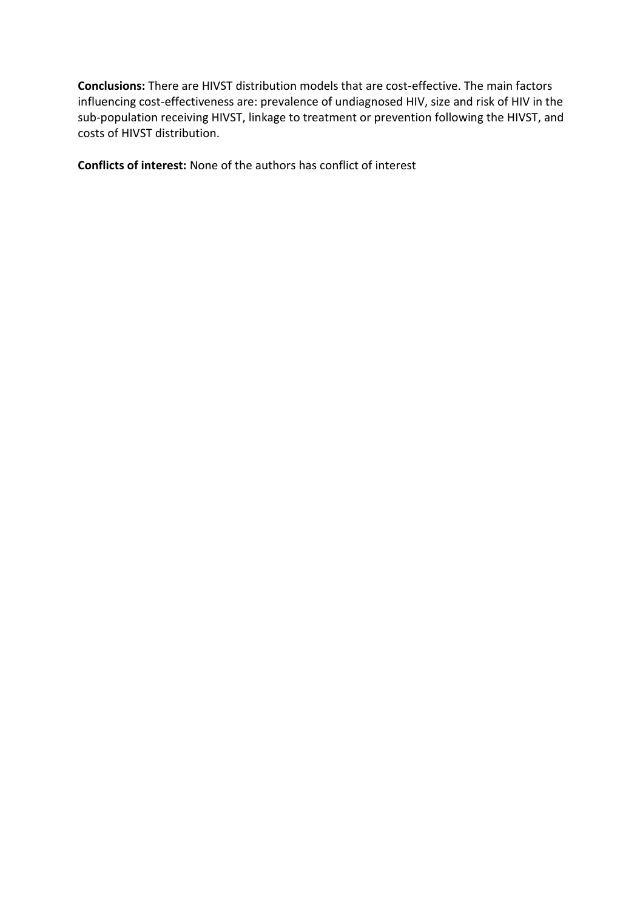**Conclusions:** There are HIVST distribution models that are cost-effective. The main factors influencing cost-effectiveness are: prevalence of undiagnosed HIV, size and risk of HIV in the sub-population receiving HIVST, linkage to treatment or prevention following the HIVST, and costs of HIVST distribution.

**Conflicts of interest:** None of the authors has conflict of interest